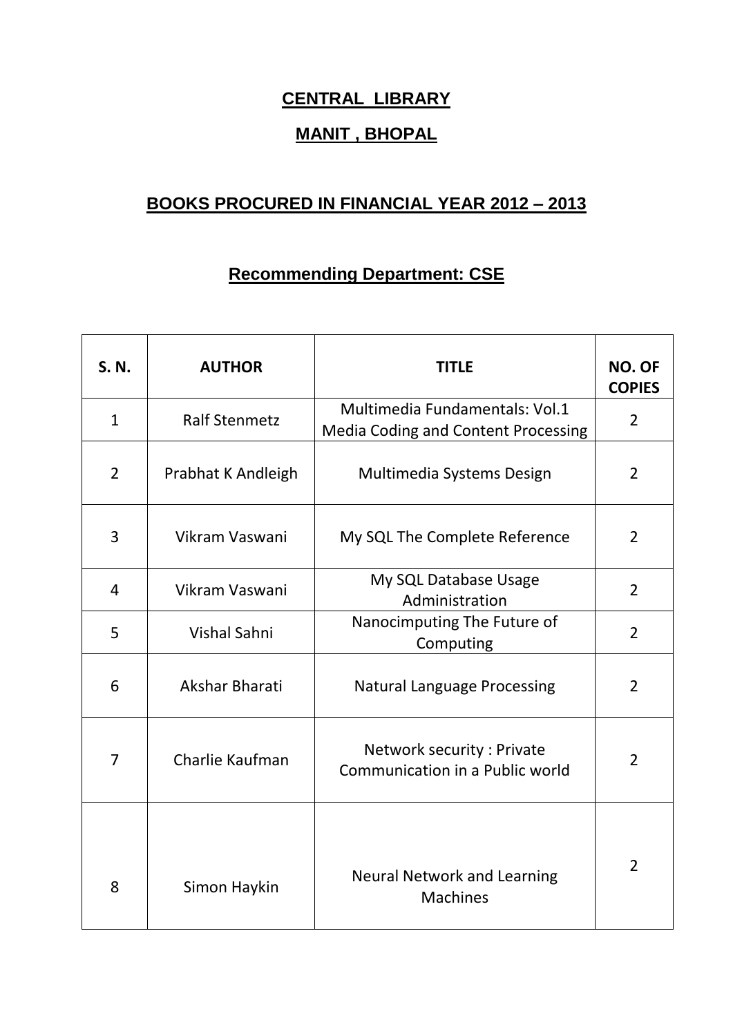# CENTRAL LIBRARY

## MANIT , BHOPAL

## BOOKS PROCURED IN FINANCIAL YEAR 2012 – 2013

### Recommending Department: CSE

| S. N. | AUTHOR | TITLE | NO. OF COPIES |
|---|---|---|---|
| 1 | Ralf Stenmetz | Multimedia Fundamentals: Vol.1 Media Coding and Content Processing | 2 |
| 2 | Prabhat K Andleigh | Multimedia Systems Design | 2 |
| 3 | Vikram Vaswani | My SQL The Complete Reference | 2 |
| 4 | Vikram Vaswani | My SQL Database Usage Administration | 2 |
| 5 | Vishal Sahni | Nanocimputing The Future of Computing | 2 |
| 6 | Akshar Bharati | Natural Language Processing | 2 |
| 7 | Charlie Kaufman | Network security : Private Communication in a Public world | 2 |
| 8 | Simon Haykin | Neural Network and Learning Machines | 2 |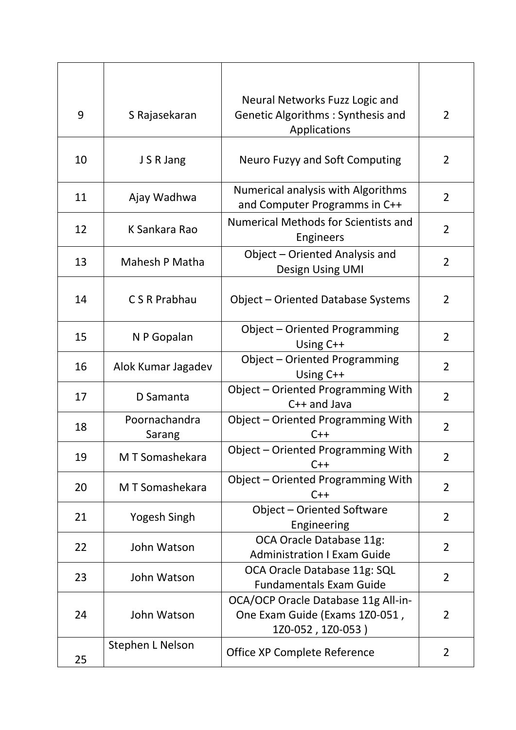| 9 | S Rajasekaran | Neural Networks Fuzz Logic and Genetic Algorithms : Synthesis and Applications | 2 |
|---|---|---|---|
| 10 | J S R Jang | Neuro Fuzyy and Soft Computing | 2 |
| 11 | Ajay Wadhwa | Numerical analysis with Algorithms and Computer Programms in C++ | 2 |
| 12 | K Sankara Rao | Numerical Methods for Scientists and Engineers | 2 |
| 13 | Mahesh P Matha | Object – Oriented Analysis and Design Using UMI | 2 |
| 14 | C S R Prabhau | Object – Oriented Database Systems | 2 |
| 15 | N P Gopalan | Object – Oriented Programming Using C++ | 2 |
| 16 | Alok Kumar Jagadev | Object – Oriented Programming Using C++ | 2 |
| 17 | D Samanta | Object – Oriented Programming With C++ and Java | 2 |
| 18 | Poornachandra Sarang | Object – Oriented Programming With C++ | 2 |
| 19 | M T Somashekara | Object – Oriented Programming With C++ | 2 |
| 20 | M T Somashekara | Object – Oriented Programming With C++ | 2 |
| 21 | Yogesh Singh | Object – Oriented Software Engineering | 2 |
| 22 | John Watson | OCA Oracle Database 11g: Administration I Exam Guide | 2 |
| 23 | John Watson | OCA Oracle Database 11g: SQL Fundamentals Exam Guide | 2 |
| 24 | John Watson | OCA/OCP Oracle Database 11g All-in-One Exam Guide (Exams 1Z0-051 , 1Z0-052 , 1Z0-053 ) | 2 |
| 25 | Stephen L Nelson | Office XP Complete Reference | 2 |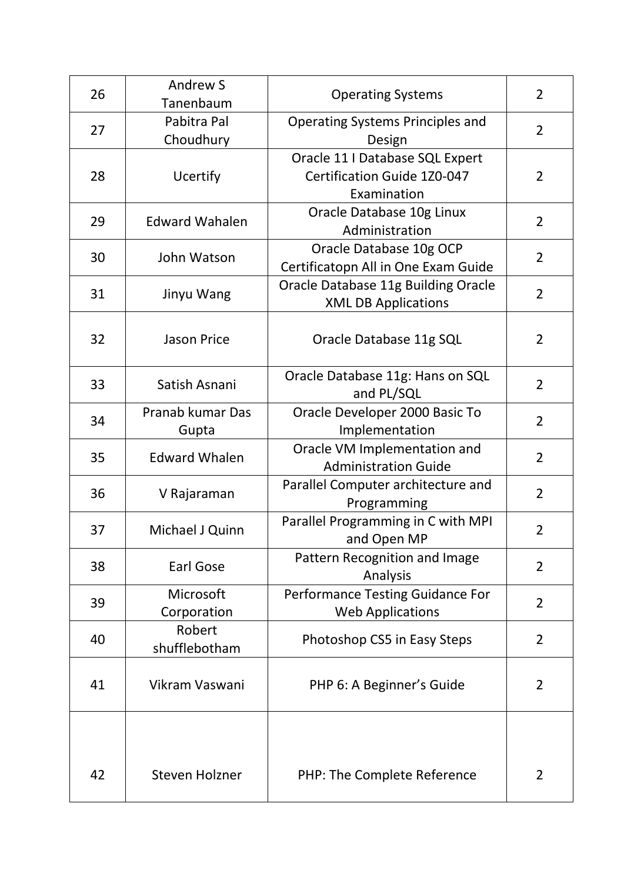| 26 | Andrew S Tanenbaum | Operating Systems | 2 |
|---|---|---|---|
| 27 | Pabitra Pal Choudhury | Operating Systems Principles and Design | 2 |
| 28 | Ucertify | Oracle 11 I Database SQL Expert Certification Guide 1Z0-047 Examination | 2 |
| 29 | Edward Wahalen | Oracle Database 10g Linux Administration | 2 |
| 30 | John Watson | Oracle Database 10g OCP Certificatopn All in One Exam Guide | 2 |
| 31 | Jinyu Wang | Oracle Database 11g Building Oracle XML DB Applications | 2 |
| 32 | Jason Price | Oracle Database 11g SQL | 2 |
| 33 | Satish Asnani | Oracle Database 11g: Hans on SQL and PL/SQL | 2 |
| 34 | Pranab kumar Das Gupta | Oracle Developer 2000 Basic To Implementation | 2 |
| 35 | Edward Whalen | Oracle VM Implementation and Administration Guide | 2 |
| 36 | V Rajaraman | Parallel Computer architecture and Programming | 2 |
| 37 | Michael J Quinn | Parallel Programming in C with MPI and Open MP | 2 |
| 38 | Earl Gose | Pattern Recognition and Image Analysis | 2 |
| 39 | Microsoft Corporation | Performance Testing Guidance For Web Applications | 2 |
| 40 | Robert shufflebotham | Photoshop CS5 in Easy Steps | 2 |
| 41 | Vikram Vaswani | PHP 6: A Beginner's Guide | 2 |
| 42 | Steven Holzner | PHP: The Complete Reference | 2 |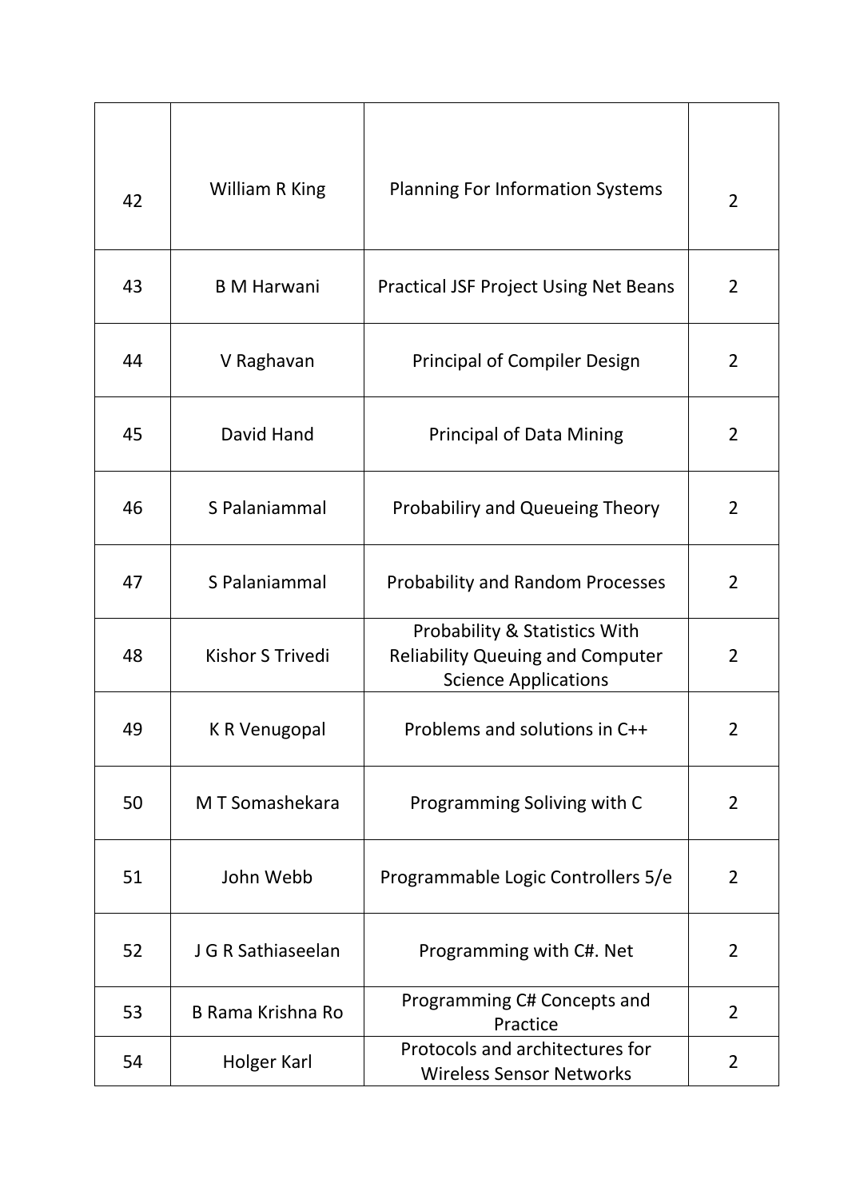| 42 | William R King | Planning For Information Systems | 2 |
|---|---|---|---|
| 43 | B M Harwani | Practical JSF Project Using Net Beans | 2 |
| 44 | V Raghavan | Principal of Compiler Design | 2 |
| 45 | David Hand | Principal of Data Mining | 2 |
| 46 | S Palaniammal | Probabiliry and Queueing Theory | 2 |
| 47 | S Palaniammal | Probability and Random Processes | 2 |
| 48 | Kishor S Trivedi | Probability & Statistics With Reliability Queuing and Computer Science Applications | 2 |
| 49 | K R Venugopal | Problems and solutions in C++ | 2 |
| 50 | M T Somashekara | Programming Soliving with C | 2 |
| 51 | John Webb | Programmable Logic Controllers 5/e | 2 |
| 52 | J G R Sathiaseelan | Programming with C#. Net | 2 |
| 53 | B Rama Krishna Ro | Programming C# Concepts and Practice | 2 |
| 54 | Holger Karl | Protocols and architectures for Wireless Sensor Networks | 2 |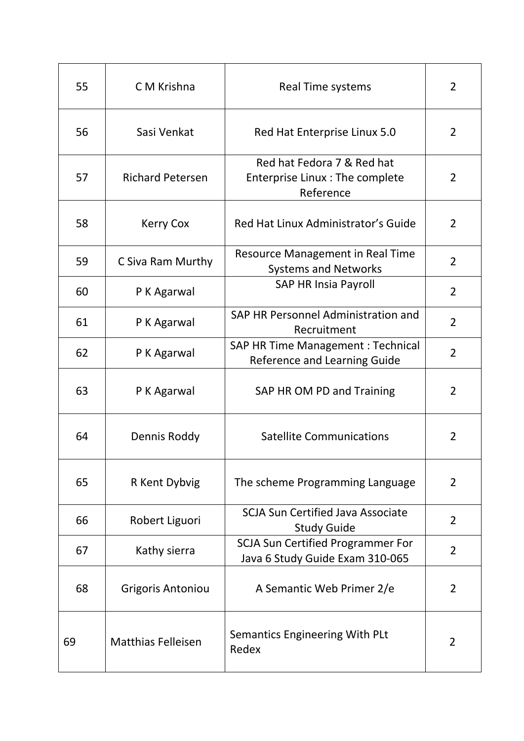| 55 | C M Krishna | Real Time systems | 2 |
|---|---|---|---|
| 56 | Sasi Venkat | Red Hat Enterprise Linux 5.0 | 2 |
| 57 | Richard Petersen | Red hat Fedora 7 & Red hat Enterprise Linux : The complete Reference | 2 |
| 58 | Kerry Cox | Red Hat Linux Administrator's Guide | 2 |
| 59 | C Siva Ram Murthy | Resource Management in Real Time Systems and Networks | 2 |
| 60 | P K Agarwal | SAP HR Insia Payroll | 2 |
| 61 | P K Agarwal | SAP HR Personnel Administration and Recruitment | 2 |
| 62 | P K Agarwal | SAP HR Time Management : Technical Reference and Learning Guide | 2 |
| 63 | P K Agarwal | SAP HR OM PD and Training | 2 |
| 64 | Dennis Roddy | Satellite Communications | 2 |
| 65 | R Kent Dybvig | The scheme Programming Language | 2 |
| 66 | Robert Liguori | SCJA Sun Certified Java Associate Study Guide | 2 |
| 67 | Kathy sierra | SCJA Sun Certified Programmer For Java 6 Study Guide Exam 310-065 | 2 |
| 68 | Grigoris Antoniou | A Semantic Web Primer 2/e | 2 |
| 69 | Matthias Felleisen | Semantics Engineering With PLt Redex | 2 |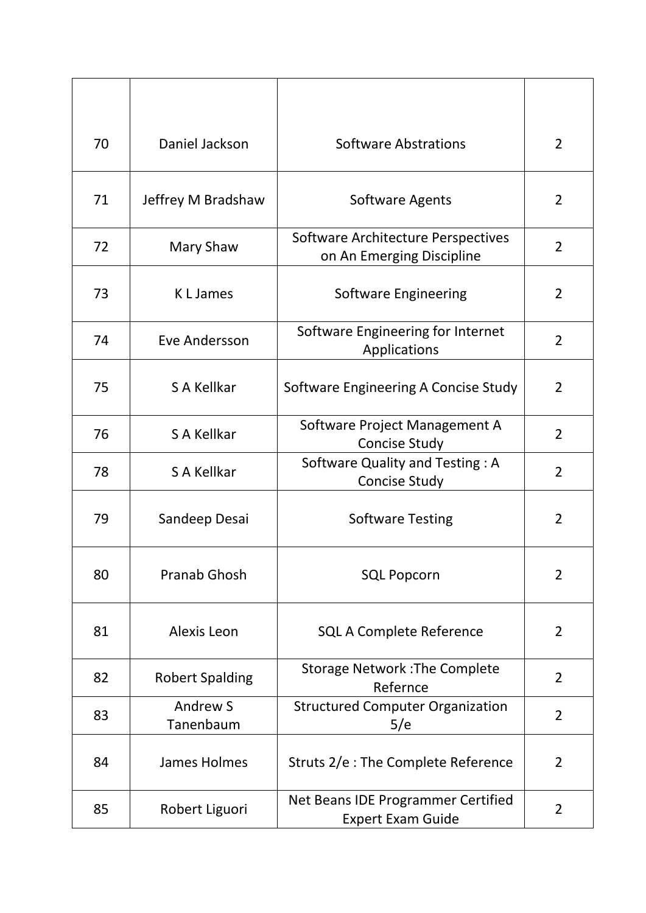| 70 | Daniel Jackson | Software Abstrations | 2 |
|---|---|---|---|
| 71 | Jeffrey M Bradshaw | Software Agents | 2 |
| 72 | Mary Shaw | Software Architecture Perspectives on An Emerging Discipline | 2 |
| 73 | K L James | Software Engineering | 2 |
| 74 | Eve Andersson | Software Engineering for Internet Applications | 2 |
| 75 | S A Kellkar | Software Engineering A Concise Study | 2 |
| 76 | S A Kellkar | Software Project Management A Concise Study | 2 |
| 78 | S A Kellkar | Software Quality and Testing : A Concise Study | 2 |
| 79 | Sandeep Desai | Software Testing | 2 |
| 80 | Pranab Ghosh | SQL Popcorn | 2 |
| 81 | Alexis Leon | SQL A Complete Reference | 2 |
| 82 | Robert Spalding | Storage Network :The Complete Refernce | 2 |
| 83 | Andrew S Tanenbaum | Structured Computer Organization 5/e | 2 |
| 84 | James Holmes | Struts 2/e : The Complete Reference | 2 |
| 85 | Robert Liguori | Net Beans IDE Programmer Certified Expert Exam Guide | 2 |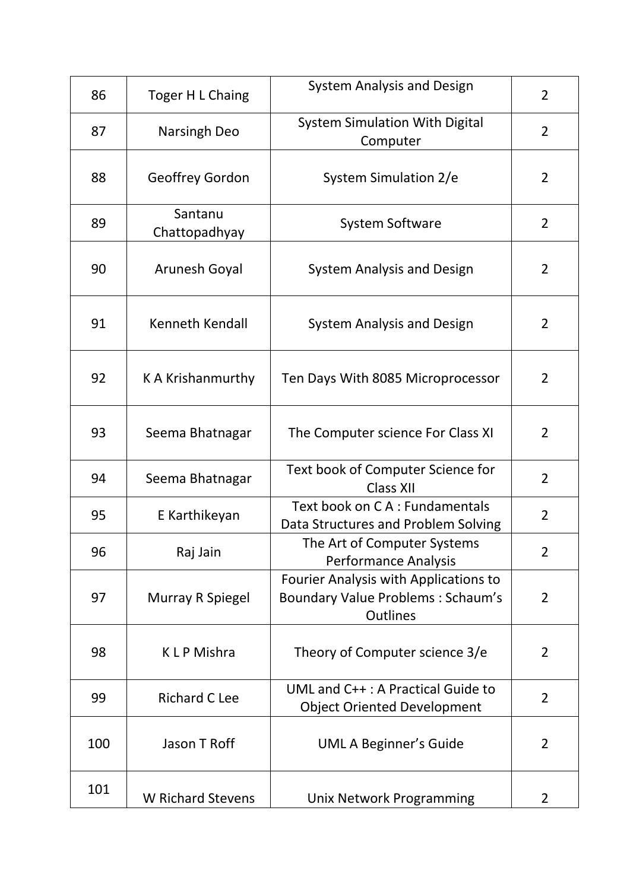| 86 | Toger H L Chaing | System Analysis and Design | 2 |
|---|---|---|---|
| 87 | Narsingh Deo | System Simulation With Digital Computer | 2 |
| 88 | Geoffrey Gordon | System Simulation 2/e | 2 |
| 89 | Santanu Chattopadhyay | System Software | 2 |
| 90 | Arunesh Goyal | System Analysis and Design | 2 |
| 91 | Kenneth Kendall | System Analysis and Design | 2 |
| 92 | K A Krishanmurthy | Ten Days With 8085 Microprocessor | 2 |
| 93 | Seema Bhatnagar | The Computer science For Class XI | 2 |
| 94 | Seema Bhatnagar | Text book of Computer Science for Class XII | 2 |
| 95 | E Karthikeyan | Text book on C A : Fundamentals Data Structures and Problem Solving | 2 |
| 96 | Raj Jain | The Art of Computer Systems Performance Analysis | 2 |
| 97 | Murray R Spiegel | Fourier Analysis with Applications to Boundary Value Problems : Schaum's Outlines | 2 |
| 98 | K L P Mishra | Theory of Computer science 3/e | 2 |
| 99 | Richard C Lee | UML and C++ : A Practical Guide to Object Oriented Development | 2 |
| 100 | Jason T Roff | UML A Beginner's Guide | 2 |
| 101 | W Richard Stevens | Unix Network Programming | 2 |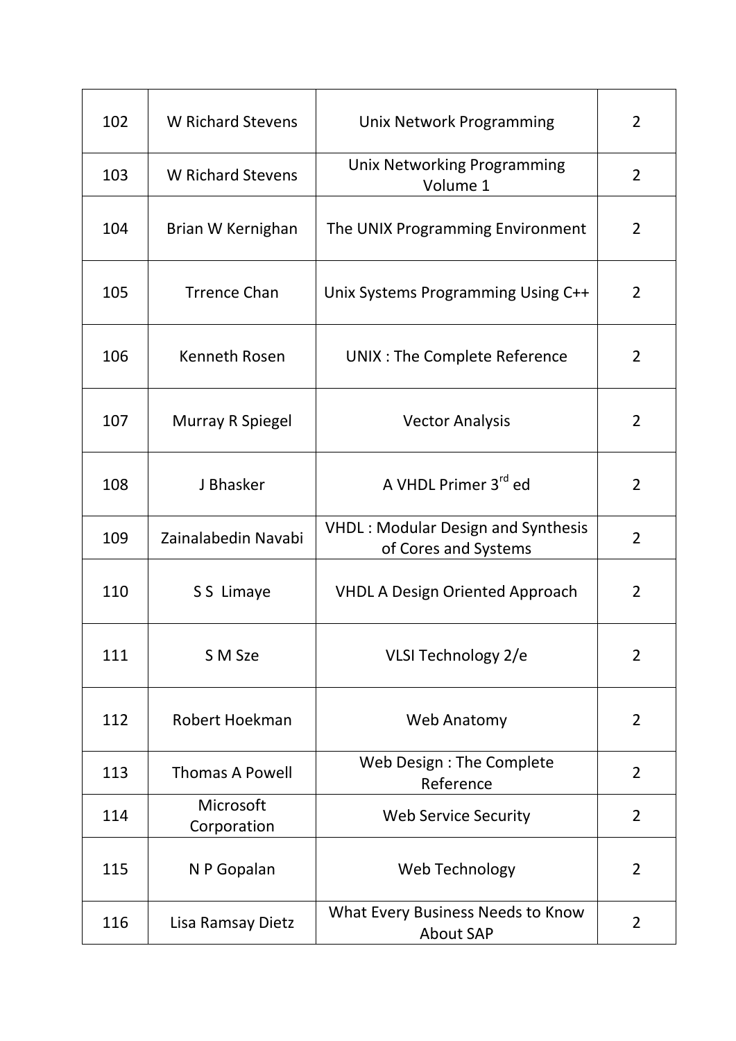| 102 | W Richard Stevens | Unix Network Programming | 2 |
|---|---|---|---|
| 103 | W Richard Stevens | Unix Networking Programming Volume 1 | 2 |
| 104 | Brian W Kernighan | The UNIX Programming Environment | 2 |
| 105 | Trrence Chan | Unix Systems Programming Using C++ | 2 |
| 106 | Kenneth Rosen | UNIX : The Complete Reference | 2 |
| 107 | Murray R Spiegel | Vector Analysis | 2 |
| 108 | J Bhasker | A VHDL Primer 3rd ed | 2 |
| 109 | Zainalabedin Navabi | VHDL : Modular Design and Synthesis of Cores and Systems | 2 |
| 110 | S S Limaye | VHDL A Design Oriented Approach | 2 |
| 111 | S M Sze | VLSI Technology 2/e | 2 |
| 112 | Robert Hoekman | Web Anatomy | 2 |
| 113 | Thomas A Powell | Web Design : The Complete Reference | 2 |
| 114 | Microsoft Corporation | Web Service Security | 2 |
| 115 | N P Gopalan | Web Technology | 2 |
| 116 | Lisa Ramsay Dietz | What Every Business Needs to Know About SAP | 2 |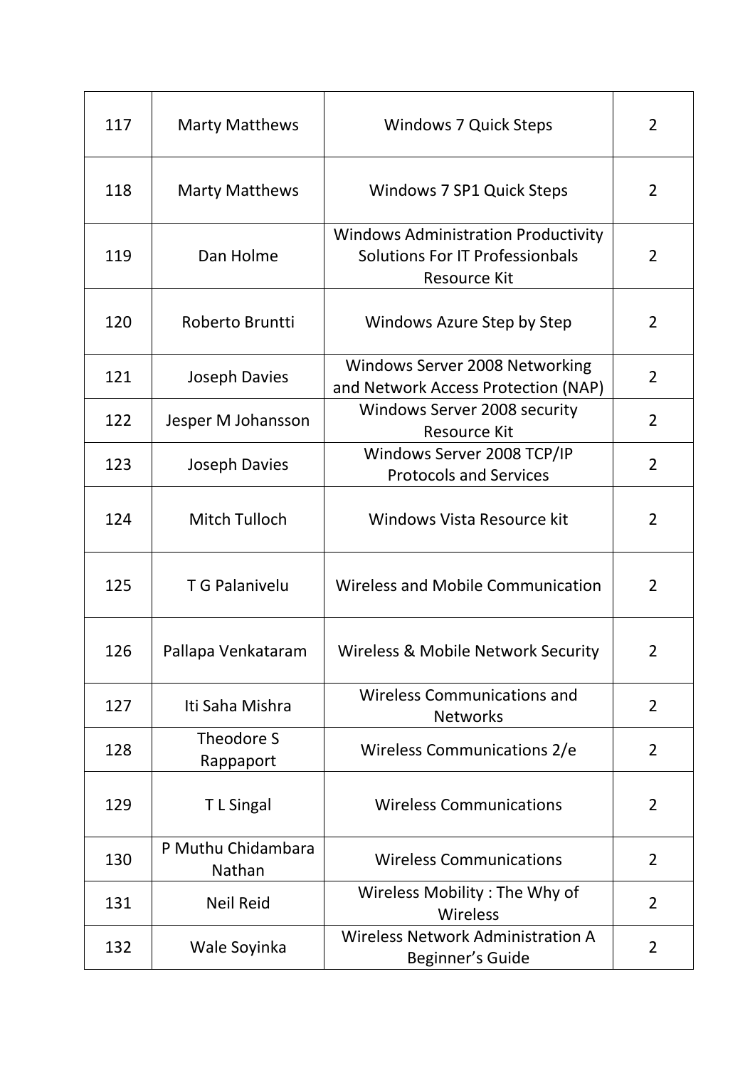| | | | |
|---|---|---|---|
| 117 | Marty Matthews | Windows 7 Quick Steps | 2 |
| 118 | Marty Matthews | Windows 7 SP1 Quick Steps | 2 |
| 119 | Dan Holme | Windows Administration Productivity Solutions For IT Professionbals Resource Kit | 2 |
| 120 | Roberto Bruntti | Windows Azure Step by Step | 2 |
| 121 | Joseph Davies | Windows Server 2008 Networking and Network Access Protection (NAP) | 2 |
| 122 | Jesper M Johansson | Windows Server 2008 security Resource Kit | 2 |
| 123 | Joseph Davies | Windows Server 2008 TCP/IP Protocols and Services | 2 |
| 124 | Mitch Tulloch | Windows Vista Resource kit | 2 |
| 125 | T G Palanivelu | Wireless and Mobile Communication | 2 |
| 126 | Pallapa Venkataram | Wireless & Mobile Network Security | 2 |
| 127 | Iti Saha Mishra | Wireless Communications and Networks | 2 |
| 128 | Theodore S Rappaport | Wireless Communications 2/e | 2 |
| 129 | T L Singal | Wireless Communications | 2 |
| 130 | P Muthu Chidambara Nathan | Wireless Communications | 2 |
| 131 | Neil Reid | Wireless Mobility : The Why of Wireless | 2 |
| 132 | Wale Soyinka | Wireless Network Administration A Beginner's Guide | 2 |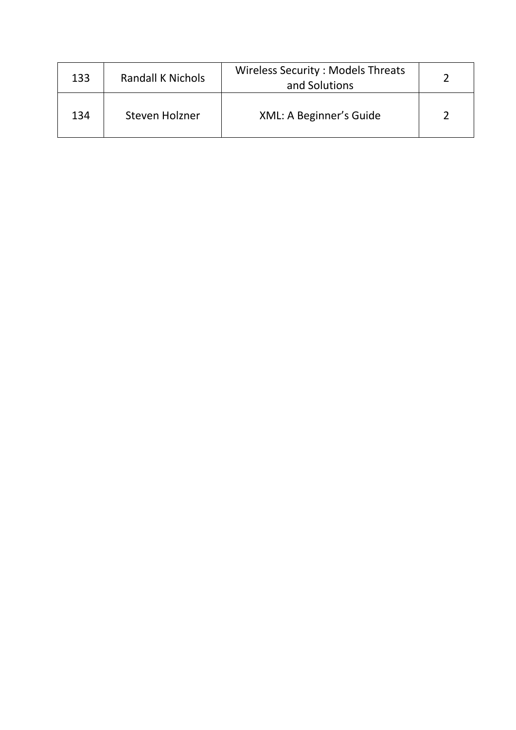| | | | |
|---|---|---|---|
| 133 | Randall K Nichols | Wireless Security : Models Threats and Solutions | 2 |
| 134 | Steven Holzner | XML: A Beginner’s Guide | 2 |